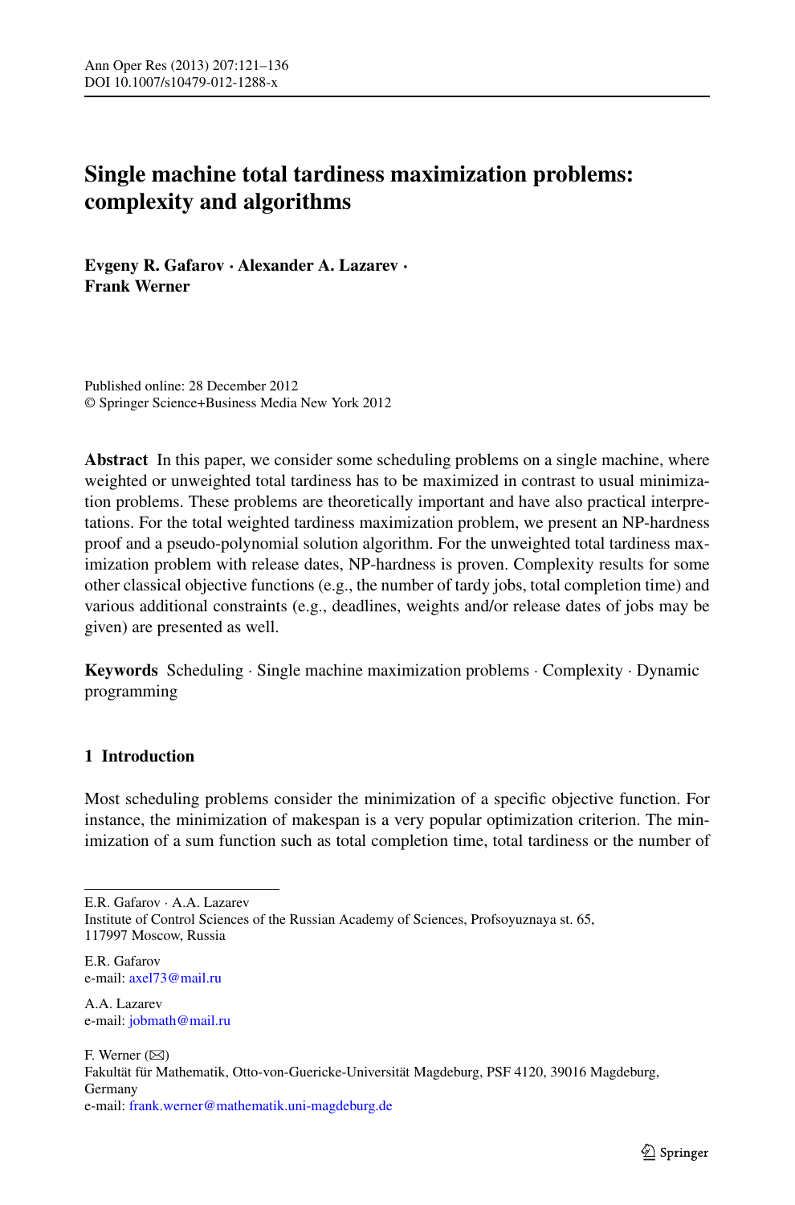# Single machine total tardiness maximization problems: complexity and algorithms

**Evgeny R. Gafarov · Alexander A. Lazarev · Frank Werner**

Published online: 28 December 2012
© Springer Science+Business Media New York 2012

**Abstract** In this paper, we consider some scheduling problems on a single machine, where weighted or unweighted total tardiness has to be maximized in contrast to usual minimization problems. These problems are theoretically important and have also practical interpretations. For the total weighted tardiness maximization problem, we present an NP-hardness proof and a pseudo-polynomial solution algorithm. For the unweighted total tardiness maximization problem with release dates, NP-hardness is proven. Complexity results for some other classical objective functions (e.g., the number of tardy jobs, total completion time) and various additional constraints (e.g., deadlines, weights and/or release dates of jobs may be given) are presented as well.

**Keywords** Scheduling · Single machine maximization problems · Complexity · Dynamic programming

## 1 Introduction

Most scheduling problems consider the minimization of a specific objective function. For instance, the minimization of makespan is a very popular optimization criterion. The minimization of a sum function such as total completion time, total tardiness or the number of

---

E.R. Gafarov · A.A. Lazarev
Institute of Control Sciences of the Russian Academy of Sciences, Profsoyuznaya st. 65, 117997 Moscow, Russia

E.R. Gafarov
e-mail: axel73@mail.ru

A.A. Lazarev
e-mail: jobmath@mail.ru

F. Werner (✉)
Fakultät für Mathematik, Otto-von-Guericke-Universität Magdeburg, PSF 4120, 39016 Magdeburg, Germany
e-mail: frank.werner@mathematik.uni-magdeburg.de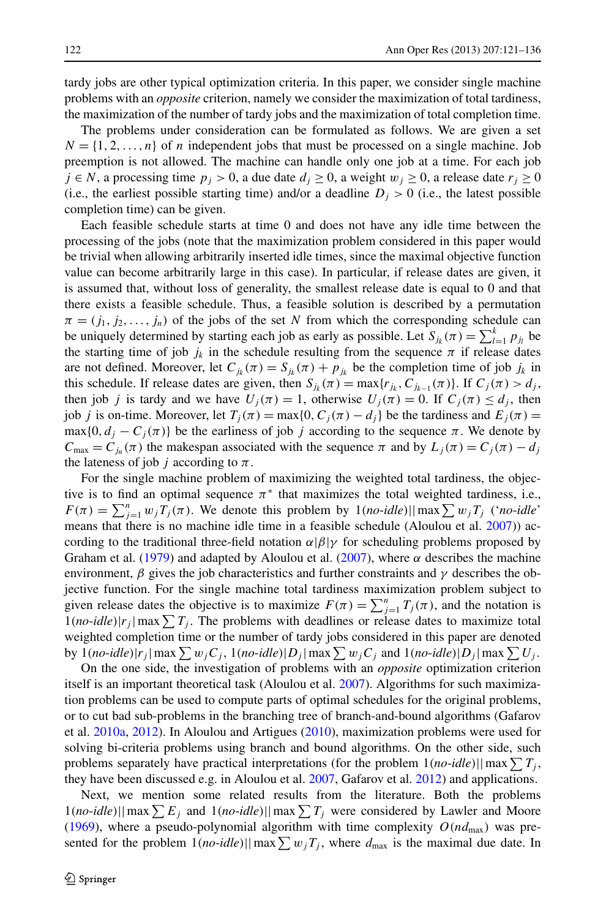tardy jobs are other typical optimization criteria. In this paper, we consider single machine problems with an *opposite* criterion, namely we consider the maximization of total tardiness, the maximization of the number of tardy jobs and the maximization of total completion time.

The problems under consideration can be formulated as follows. We are given a set $N = \{1, 2, \dots, n\}$ of $n$ independent jobs that must be processed on a single machine. Job preemption is not allowed. The machine can handle only one job at a time. For each job $j \in N$, a processing time $p_j > 0$, a due date $d_j \geq 0$, a weight $w_j \geq 0$, a release date $r_j \geq 0$ (i.e., the earliest possible starting time) and/or a deadline $D_j > 0$ (i.e., the latest possible completion time) can be given.

Each feasible schedule starts at time 0 and does not have any idle time between the processing of the jobs (note that the maximization problem considered in this paper would be trivial when allowing arbitrarily inserted idle times, since the maximal objective function value can become arbitrarily large in this case). In particular, if release dates are given, it is assumed that, without loss of generality, the smallest release date is equal to 0 and that there exists a feasible schedule. Thus, a feasible solution is described by a permutation $\pi = (j_1, j_2, \dots, j_n)$ of the jobs of the set $N$ from which the corresponding schedule can be uniquely determined by starting each job as early as possible. Let $S_{j_k}(\pi) = \sum_{l=1}^{k} p_{j_l}$ be the starting time of job $j_k$ in the schedule resulting from the sequence $\pi$ if release dates are not defined. Moreover, let $C_{j_k}(\pi) = S_{j_k}(\pi) + p_{j_k}$ be the completion time of job $j_k$ in this schedule. If release dates are given, then $S_{j_k}(\pi) = \max\{r_{j_k}, C_{j_{k-1}}(\pi)\}$. If $C_j(\pi) > d_j$, then job $j$ is tardy and we have $U_j(\pi) = 1$, otherwise $U_j(\pi) = 0$. If $C_j(\pi) \leq d_j$, then job $j$ is on-time. Moreover, let $T_j(\pi) = \max\{0, C_j(\pi) - d_j\}$ be the tardiness and $E_j(\pi) = \max\{0, d_j - C_j(\pi)\}$ be the earliness of job $j$ according to the sequence $\pi$. We denote by $C_{\max} = C_{j_n}(\pi)$ the makespan associated with the sequence $\pi$ and by $L_j(\pi) = C_j(\pi) - d_j$ the lateness of job $j$ according to $\pi$.

For the single machine problem of maximizing the weighted total tardiness, the objective is to find an optimal sequence $\pi^*$ that maximizes the total weighted tardiness, i.e., $F(\pi) = \sum_{j=1}^{n} w_j T_j(\pi)$. We denote this problem by $1(\textit{no-idle})||\max \sum w_j T_j$ ('*no-idle*' means that there is no machine idle time in a feasible schedule (Aloulou et al. 2007)) according to the traditional three-field notation $\alpha|\beta|\gamma$ for scheduling problems proposed by Graham et al. (1979) and adapted by Aloulou et al. (2007), where $\alpha$ describes the machine environment, $\beta$ gives the job characteristics and further constraints and $\gamma$ describes the objective function. For the single machine total tardiness maximization problem subject to given release dates the objective is to maximize $F(\pi) = \sum_{j=1}^{n} T_j(\pi)$, and the notation is $1(\textit{no-idle})|r_j|\max \sum T_j$. The problems with deadlines or release dates to maximize total weighted completion time or the number of tardy jobs considered in this paper are denoted by $1(\textit{no-idle})|r_j|\max \sum w_j C_j$, $1(\textit{no-idle})|D_j|\max \sum w_j C_j$ and $1(\textit{no-idle})|D_j|\max \sum U_j$.

On the one side, the investigation of problems with an *opposite* optimization criterion itself is an important theoretical task (Aloulou et al. 2007). Algorithms for such maximization problems can be used to compute parts of optimal schedules for the original problems, or to cut bad sub-problems in the branching tree of branch-and-bound algorithms (Gafarov et al. 2010a, 2012). In Aloulou and Artigues (2010), maximization problems were used for solving bi-criteria problems using branch and bound algorithms. On the other side, such problems separately have practical interpretations (for the problem $1(\textit{no-idle})||\max \sum T_j$, they have been discussed e.g. in Aloulou et al. 2007, Gafarov et al. 2012) and applications.

Next, we mention some related results from the literature. Both the problems $1(\textit{no-idle})||\max \sum E_j$ and $1(\textit{no-idle})||\max \sum T_j$ were considered by Lawler and Moore (1969), where a pseudo-polynomial algorithm with time complexity $O(nd_{\max})$ was presented for the problem $1(\textit{no-idle})||\max \sum w_j T_j$, where $d_{\max}$ is the maximal due date. In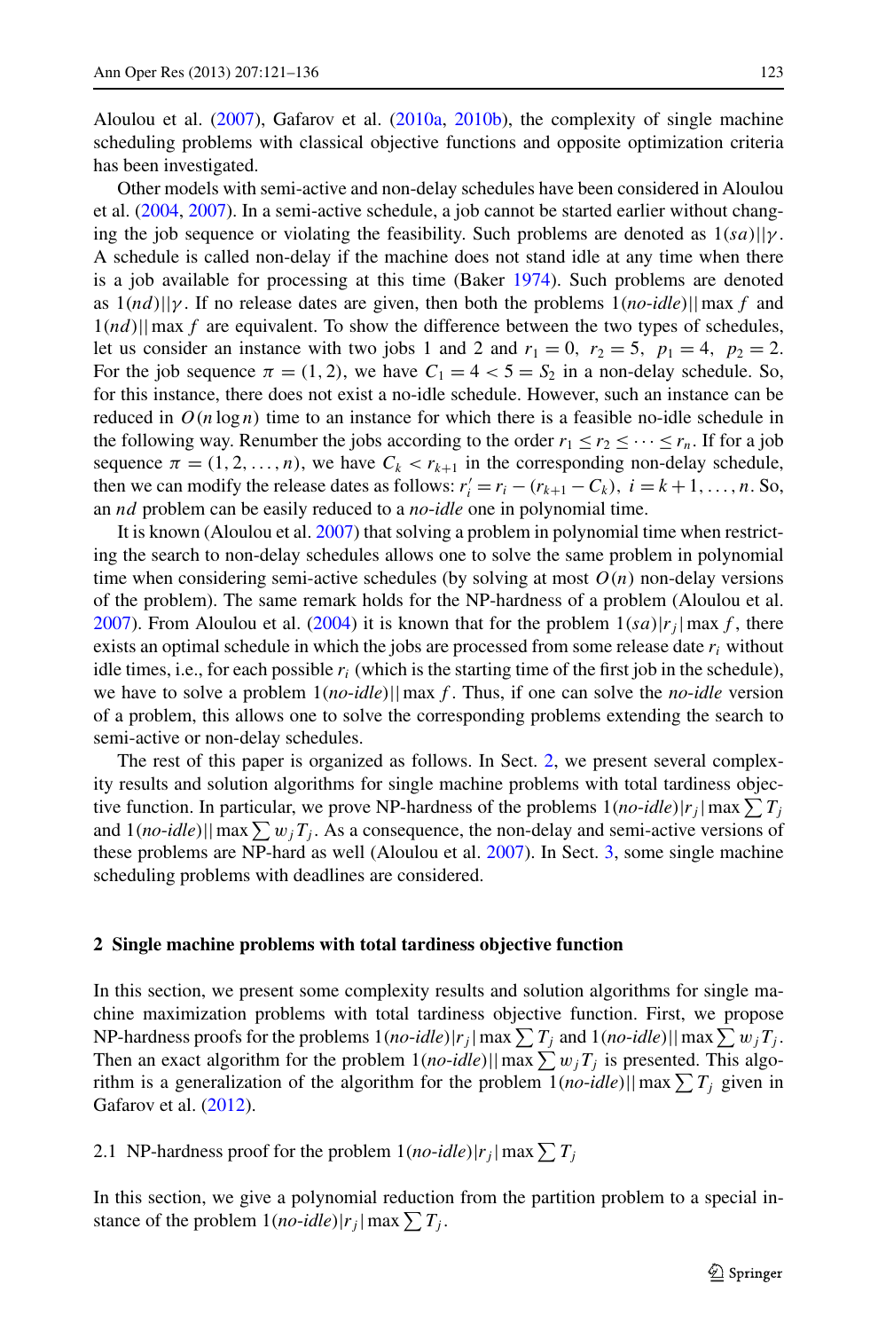Aloulou et al. (2007), Gafarov et al. (2010a, 2010b), the complexity of single machine scheduling problems with classical objective functions and opposite optimization criteria has been investigated.

Other models with semi-active and non-delay schedules have been considered in Aloulou et al. (2004, 2007). In a semi-active schedule, a job cannot be started earlier without changing the job sequence or violating the feasibility. Such problems are denoted as $1(sa)||\gamma$. A schedule is called non-delay if the machine does not stand idle at any time when there is a job available for processing at this time (Baker 1974). Such problems are denoted as $1(nd)||\gamma$. If no release dates are given, then both the problems $1(\textit{no-idle})||\max f$ and $1(nd)||\max f$ are equivalent. To show the difference between the two types of schedules, let us consider an instance with two jobs 1 and 2 and $r_1 = 0,\ r_2 = 5,\ p_1 = 4,\ p_2 = 2$. For the job sequence $\pi = (1, 2)$, we have $C_1 = 4 < 5 = S_2$ in a non-delay schedule. So, for this instance, there does not exist a no-idle schedule. However, such an instance can be reduced in $O(n \log n)$ time to an instance for which there is a feasible no-idle schedule in the following way. Renumber the jobs according to the order $r_1 \le r_2 \le \cdots \le r_n$. If for a job sequence $\pi = (1, 2, \ldots, n)$, we have $C_k < r_{k+1}$ in the corresponding non-delay schedule, then we can modify the release dates as follows: $r'_i = r_i - (r_{k+1} - C_k),\ i = k+1, \ldots, n$. So, an *nd* problem can be easily reduced to a *no-idle* one in polynomial time.

It is known (Aloulou et al. 2007) that solving a problem in polynomial time when restricting the search to non-delay schedules allows one to solve the same problem in polynomial time when considering semi-active schedules (by solving at most $O(n)$ non-delay versions of the problem). The same remark holds for the NP-hardness of a problem (Aloulou et al. 2007). From Aloulou et al. (2004) it is known that for the problem $1(sa)|r_j|\max f$, there exists an optimal schedule in which the jobs are processed from some release date $r_i$ without idle times, i.e., for each possible $r_i$ (which is the starting time of the first job in the schedule), we have to solve a problem $1(\textit{no-idle})||\max f$. Thus, if one can solve the *no-idle* version of a problem, this allows one to solve the corresponding problems extending the search to semi-active or non-delay schedules.

The rest of this paper is organized as follows. In Sect. 2, we present several complexity results and solution algorithms for single machine problems with total tardiness objective function. In particular, we prove NP-hardness of the problems $1(\textit{no-idle})|r_j|\max \sum T_j$ and $1(\textit{no-idle})||\max \sum w_j T_j$. As a consequence, the non-delay and semi-active versions of these problems are NP-hard as well (Aloulou et al. 2007). In Sect. 3, some single machine scheduling problems with deadlines are considered.

## 2 Single machine problems with total tardiness objective function

In this section, we present some complexity results and solution algorithms for single machine maximization problems with total tardiness objective function. First, we propose NP-hardness proofs for the problems $1(\textit{no-idle})|r_j|\max \sum T_j$ and $1(\textit{no-idle})||\max \sum w_j T_j$. Then an exact algorithm for the problem $1(\textit{no-idle})||\max \sum w_j T_j$ is presented. This algorithm is a generalization of the algorithm for the problem $1(\textit{no-idle})||\max \sum T_j$ given in Gafarov et al. (2012).

### 2.1 NP-hardness proof for the problem $1(\textit{no-idle})|r_j|\max \sum T_j$

In this section, we give a polynomial reduction from the partition problem to a special instance of the problem $1(\textit{no-idle})|r_j|\max \sum T_j$.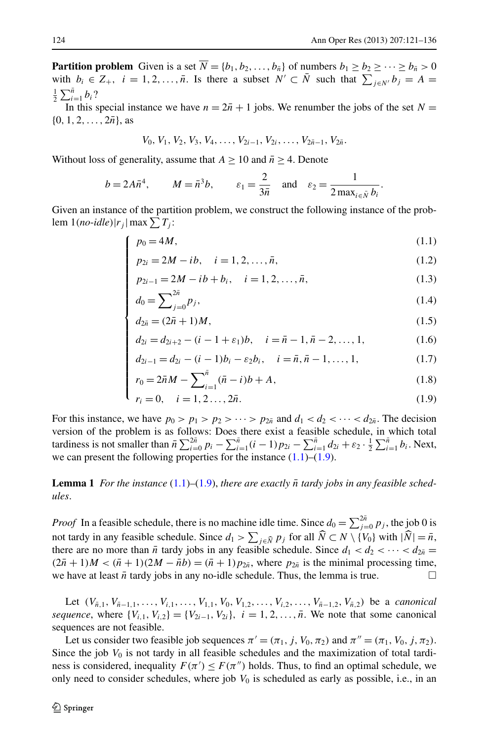**Partition problem** Given is a set $\overline{N} = \{b_1, b_2, \ldots, b_{\bar{n}}\}$ of numbers $b_1 \geq b_2 \geq \cdots \geq b_{\bar{n}} > 0$ with $b_i \in Z_+$, $i = 1, 2, \ldots, \bar{n}$. Is there a subset $N' \subset \bar{N}$ such that $\sum_{j \in N'} b_j = A = \frac{1}{2}\sum_{i=1}^{\bar{n}} b_i$?

In this special instance we have $n = 2\bar{n} + 1$ jobs. We renumber the jobs of the set $N = \{0, 1, 2, \ldots, 2\bar{n}\}$, as

$$V_0, V_1, V_2, V_3, V_4, \ldots, V_{2i-1}, V_{2i}, \ldots, V_{2\bar{n}-1}, V_{2\bar{n}}.$$

Without loss of generality, assume that $A \geq 10$ and $\bar{n} \geq 4$. Denote

$$b = 2A\bar{n}^4, \qquad M = \bar{n}^3 b, \qquad \varepsilon_1 = \frac{2}{3\bar{n}} \quad \text{and} \quad \varepsilon_2 = \frac{1}{2\max_{i \in \bar{N}} b_i}.$$

Given an instance of the partition problem, we construct the following instance of the problem $1(\textit{no-idle})|r_j|\max \sum T_j$:

$$\begin{cases}
p_0 = 4M, & (1.1)\\
p_{2i} = 2M - ib, \quad i = 1, 2, \ldots, \bar{n}, & (1.2)\\
p_{2i-1} = 2M - ib + b_i, \quad i = 1, 2, \ldots, \bar{n}, & (1.3)\\
d_0 = \sum_{j=0}^{2\bar{n}} p_j, & (1.4)\\
d_{2\bar{n}} = (2\bar{n} + 1)M, & (1.5)\\
d_{2i} = d_{2i+2} - (i - 1 + \varepsilon_1)b, \quad i = \bar{n} - 1, \bar{n} - 2, \ldots, 1, & (1.6)\\
d_{2i-1} = d_{2i} - (i - 1)b_i - \varepsilon_2 b_i, \quad i = \bar{n}, \bar{n} - 1, \ldots, 1, & (1.7)\\
r_0 = 2\bar{n}M - \sum_{i=1}^{\bar{n}} (\bar{n} - i)b + A, & (1.8)\\
r_i = 0, \quad i = 1, 2 \ldots, 2\bar{n}. & (1.9)
\end{cases}$$

For this instance, we have $p_0 > p_1 > p_2 > \cdots > p_{2\bar{n}}$ and $d_1 < d_2 < \cdots < d_{2\bar{n}}$. The decision version of the problem is as follows: Does there exist a feasible schedule, in which total tardiness is not smaller than $\bar{n}\sum_{i=0}^{2\bar{n}} p_i - \sum_{i=1}^{\bar{n}} (i - 1)p_{2i} - \sum_{i=1}^{\bar{n}} d_{2i} + \varepsilon_2 \cdot \frac{1}{2}\sum_{i=1}^{\bar{n}} b_i$. Next, we can present the following properties for the instance (1.1)–(1.9).

**Lemma 1** *For the instance* (1.1)–(1.9), *there are exactly $\bar{n}$ tardy jobs in any feasible schedules.*

*Proof* In a feasible schedule, there is no machine idle time. Since $d_0 = \sum_{j=0}^{2\bar{n}} p_j$, the job 0 is not tardy in any feasible schedule. Since $d_1 > \sum_{j \in \widehat{N}} p_j$ for all $\widehat{N} \subset N \setminus \{V_0\}$ with $|\widehat{N}| = \bar{n}$, there are no more than $\bar{n}$ tardy jobs in any feasible schedule. Since $d_1 < d_2 < \cdots < d_{2\bar{n}} = (2\bar{n} + 1)M < (\bar{n} + 1)(2M - \bar{n}b) = (\bar{n} + 1)p_{2\bar{n}}$, where $p_{2\bar{n}}$ is the minimal processing time, we have at least $\bar{n}$ tardy jobs in any no-idle schedule. Thus, the lemma is true. □

Let $(V_{\bar{n},1}, V_{\bar{n}-1,1}, \ldots, V_{i,1}, \ldots, V_{1,1}, V_0, V_{1,2}, \ldots, V_{i,2}, \ldots, V_{\bar{n}-1,2}, V_{\bar{n},2})$ be a *canonical sequence*, where $\{V_{i,1}, V_{i,2}\} = \{V_{2i-1}, V_{2i}\}$, $i = 1, 2, \ldots, \bar{n}$. We note that some canonical sequences are not feasible.

Let us consider two feasible job sequences $\pi' = (\pi_1, j, V_0, \pi_2)$ and $\pi'' = (\pi_1, V_0, j, \pi_2)$. Since the job $V_0$ is not tardy in all feasible schedules and the maximization of total tardiness is considered, inequality $F(\pi') \leq F(\pi'')$ holds. Thus, to find an optimal schedule, we only need to consider schedules, where job $V_0$ is scheduled as early as possible, i.e., in an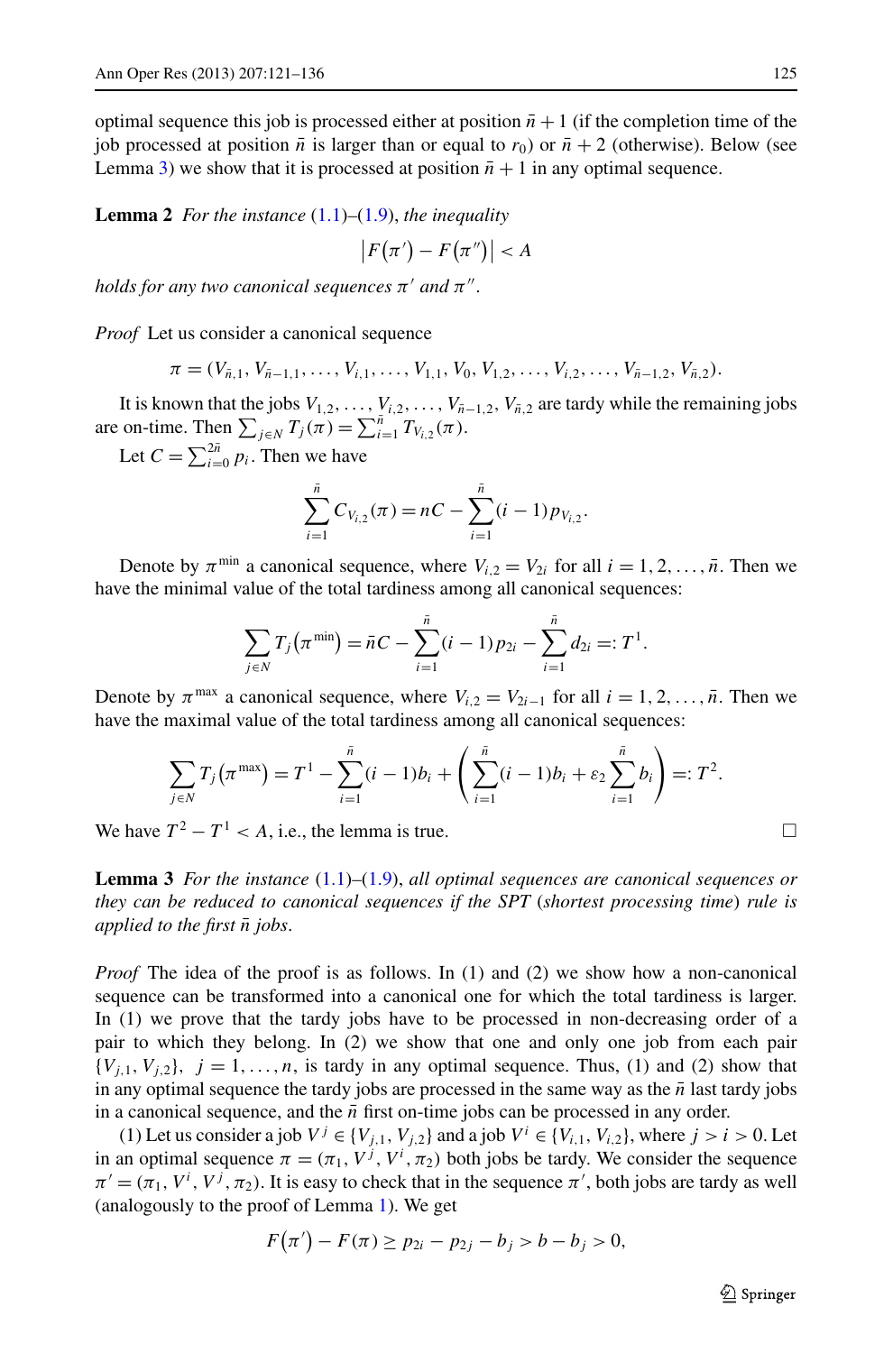optimal sequence this job is processed either at position $\bar{n}+1$ (if the completion time of the job processed at position $\bar{n}$ is larger than or equal to $r_0$) or $\bar{n}+2$ (otherwise). Below (see Lemma 3) we show that it is processed at position $\bar{n}+1$ in any optimal sequence.

**Lemma 2** *For the instance* (1.1)–(1.9), *the inequality*

$$\left|F(\pi') - F(\pi'')\right| < A$$

*holds for any two canonical sequences* $\pi'$ *and* $\pi''$.

*Proof* Let us consider a canonical sequence

$$\pi = (V_{\bar{n},1}, V_{\bar{n}-1,1}, \ldots, V_{i,1}, \ldots, V_{1,1}, V_0, V_{1,2}, \ldots, V_{i,2}, \ldots, V_{\bar{n}-1,2}, V_{\bar{n},2}).$$

It is known that the jobs $V_{1,2}, \ldots, V_{i,2}, \ldots, V_{\bar{n}-1,2}, V_{\bar{n},2}$ are tardy while the remaining jobs are on-time. Then $\sum_{j\in N} T_j(\pi) = \sum_{i=1}^{\bar{n}} T_{V_{i,2}}(\pi)$.

Let $C = \sum_{i=0}^{2\bar{n}} p_i$. Then we have

$$\sum_{i=1}^{\bar{n}} C_{V_{i,2}}(\pi) = nC - \sum_{i=1}^{\bar{n}} (i-1)p_{V_{i,2}}.$$

Denote by $\pi^{\min}$ a canonical sequence, where $V_{i,2} = V_{2i}$ for all $i = 1, 2, \ldots, \bar{n}$. Then we have the minimal value of the total tardiness among all canonical sequences:

$$\sum_{j\in N} T_j(\pi^{\min}) = \bar{n}C - \sum_{i=1}^{\bar{n}} (i-1)p_{2i} - \sum_{i=1}^{\bar{n}} d_{2i} =: T^1.$$

Denote by $\pi^{\max}$ a canonical sequence, where $V_{i,2} = V_{2i-1}$ for all $i = 1, 2, \ldots, \bar{n}$. Then we have the maximal value of the total tardiness among all canonical sequences:

$$\sum_{j\in N} T_j(\pi^{\max}) = T^1 - \sum_{i=1}^{\bar{n}} (i-1)b_i + \left(\sum_{i=1}^{\bar{n}} (i-1)b_i + \varepsilon_2 \sum_{i=1}^{\bar{n}} b_i\right) =: T^2.$$

We have $T^2 - T^1 < A$, i.e., the lemma is true. $\square$

**Lemma 3** *For the instance* (1.1)–(1.9), *all optimal sequences are canonical sequences or they can be reduced to canonical sequences if the SPT* (*shortest processing time*) *rule is applied to the first* $\bar{n}$ *jobs.*

*Proof* The idea of the proof is as follows. In (1) and (2) we show how a non-canonical sequence can be transformed into a canonical one for which the total tardiness is larger. In (1) we prove that the tardy jobs have to be processed in non-decreasing order of a pair to which they belong. In (2) we show that one and only one job from each pair $\{V_{j,1}, V_{j,2}\}$, $j = 1, \ldots, n$, is tardy in any optimal sequence. Thus, (1) and (2) show that in any optimal sequence the tardy jobs are processed in the same way as the $\bar{n}$ last tardy jobs in a canonical sequence, and the $\bar{n}$ first on-time jobs can be processed in any order.

(1) Let us consider a job $V^j \in \{V_{j,1}, V_{j,2}\}$ and a job $V^i \in \{V_{i,1}, V_{i,2}\}$, where $j > i > 0$. Let in an optimal sequence $\pi = (\pi_1, V^j, V^i, \pi_2)$ both jobs be tardy. We consider the sequence $\pi' = (\pi_1, V^i, V^j, \pi_2)$. It is easy to check that in the sequence $\pi'$, both jobs are tardy as well (analogously to the proof of Lemma 1). We get

$$F(\pi') - F(\pi) \geq p_{2i} - p_{2j} - b_j > b - b_j > 0,$$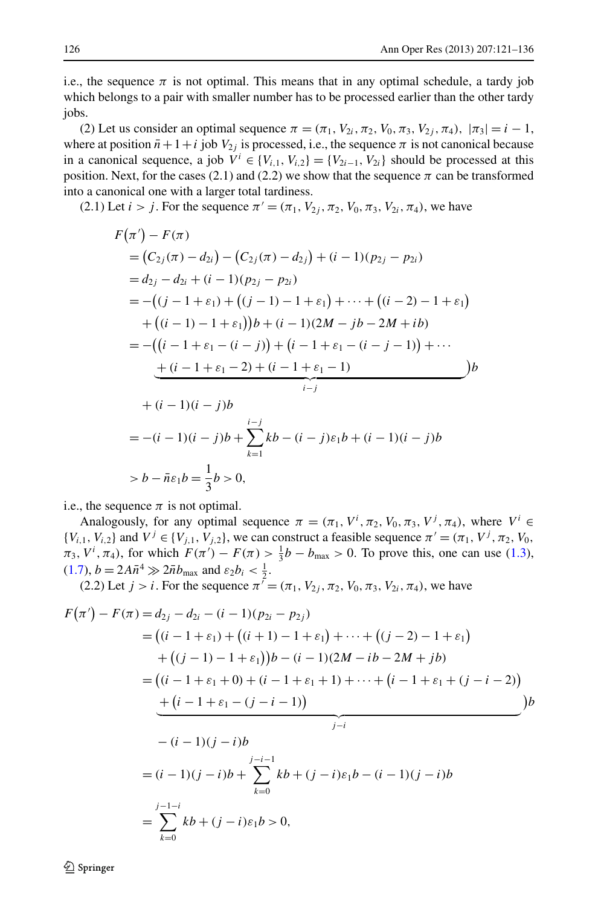i.e., the sequence $\pi$ is not optimal. This means that in any optimal schedule, a tardy job which belongs to a pair with smaller number has to be processed earlier than the other tardy jobs.

(2) Let us consider an optimal sequence $\pi = (\pi_1, V_{2i}, \pi_2, V_0, \pi_3, V_{2j}, \pi_4)$, $|\pi_3| = i-1$, where at position $\bar{n}+1+i$ job $V_{2j}$ is processed, i.e., the sequence $\pi$ is not canonical because in a canonical sequence, a job $V^i \in \{V_{i,1}, V_{i,2}\} = \{V_{2i-1}, V_{2i}\}$ should be processed at this position. Next, for the cases (2.1) and (2.2) we show that the sequence $\pi$ can be transformed into a canonical one with a larger total tardiness.

(2.1) Let $i > j$. For the sequence $\pi' = (\pi_1, V_{2j}, \pi_2, V_0, \pi_3, V_{2i}, \pi_4)$, we have

$$
\begin{aligned}
&F(\pi') - F(\pi) \\
&\quad = \big(C_{2j}(\pi) - d_{2i}\big) - \big(C_{2j}(\pi) - d_{2j}\big) + (i-1)(p_{2j} - p_{2i}) \\
&\quad = d_{2j} - d_{2i} + (i-1)(p_{2j} - p_{2i}) \\
&\quad = -\big((j-1+\varepsilon_1) + \big((j-1)-1+\varepsilon_1\big) + \cdots + \big((i-2)-1+\varepsilon_1\big) \\
&\qquad + \big((i-1)-1+\varepsilon_1\big)\big)b + (i-1)(2M - jb - 2M + ib) \\
&\quad = -\Big(\underbrace{\big(i-1+\varepsilon_1-(i-j)\big) + \big(i-1+\varepsilon_1-(i-j-1)\big) + \cdots + (i-1+\varepsilon_1-2) + (i-1+\varepsilon_1-1)}_{i-j}\Big)b \\
&\qquad + (i-1)(i-j)b \\
&\quad = -(i-1)(i-j)b + \sum_{k=1}^{i-j} kb - (i-j)\varepsilon_1 b + (i-1)(i-j)b \\
&\quad > b - \bar{n}\varepsilon_1 b = \frac{1}{3}b > 0,
\end{aligned}
$$

i.e., the sequence $\pi$ is not optimal.

Analogously, for any optimal sequence $\pi = (\pi_1, V^i, \pi_2, V_0, \pi_3, V^j, \pi_4)$, where $V^i \in \{V_{i,1}, V_{i,2}\}$ and $V^j \in \{V_{j,1}, V_{j,2}\}$, we can construct a feasible sequence $\pi' = (\pi_1, V^j, \pi_2, V_0, \pi_3, V^i, \pi_4)$, for which $F(\pi') - F(\pi) > \frac{1}{3}b - b_{\max} > 0$. To prove this, one can use (1.3), (1.7), $b = 2A\bar{n}^4 \gg 2\bar{n}b_{\max}$ and $\varepsilon_2 b_i < \frac{1}{2}$.

(2.2) Let $j > i$. For the sequence $\pi' = (\pi_1, V_{2j}, \pi_2, V_0, \pi_3, V_{2i}, \pi_4)$, we have

$$
\begin{aligned}
F(\pi') - F(\pi) &= d_{2j} - d_{2i} - (i-1)(p_{2i} - p_{2j}) \\
&= \big((i-1+\varepsilon_1) + \big((i+1)-1+\varepsilon_1\big) + \cdots + \big((j-2)-1+\varepsilon_1\big) \\
&\quad + \big((j-1)-1+\varepsilon_1\big)\big)b - (i-1)(2M - ib - 2M + jb) \\
&= \Big(\underbrace{(i-1+\varepsilon_1+0) + (i-1+\varepsilon_1+1) + \cdots + \big(i-1+\varepsilon_1+(j-i-2)\big) + \big(i-1+\varepsilon_1-(j-i-1)\big)}_{j-i}\Big)b \\
&\quad - (i-1)(j-i)b \\
&= (i-1)(j-i)b + \sum_{k=0}^{j-i-1} kb + (j-i)\varepsilon_1 b - (i-1)(j-i)b \\
&= \sum_{k=0}^{j-1-i} kb + (j-i)\varepsilon_1 b > 0,
\end{aligned}
$$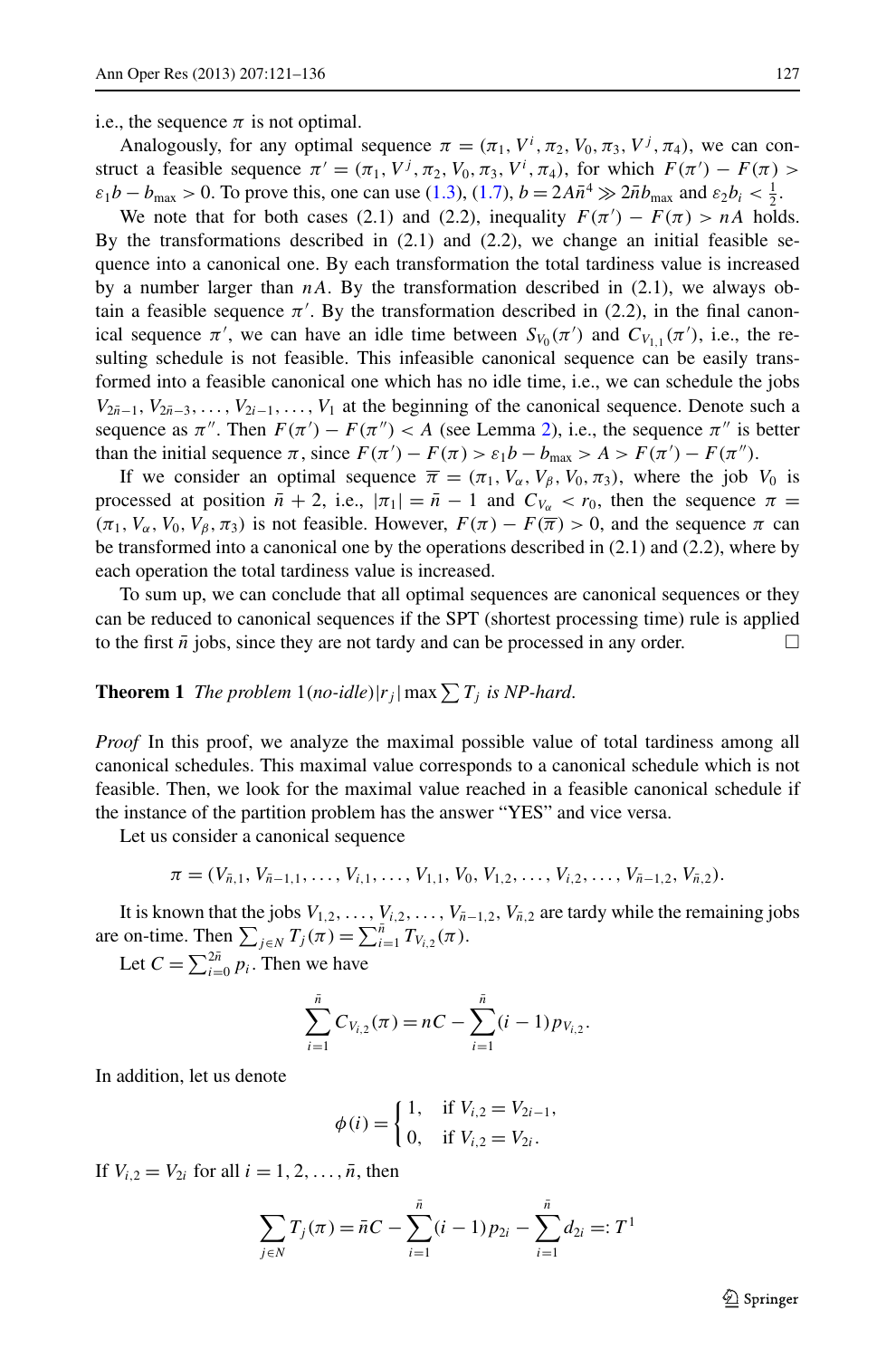i.e., the sequence $\pi$ is not optimal.

Analogously, for any optimal sequence $\pi = (\pi_1, V^i, \pi_2, V_0, \pi_3, V^j, \pi_4)$, we can construct a feasible sequence $\pi' = (\pi_1, V^j, \pi_2, V_0, \pi_3, V^i, \pi_4)$, for which $F(\pi') - F(\pi) > \varepsilon_1 b - b_{\max} > 0$. To prove this, one can use (1.3), (1.7), $b = 2A\bar{n}^4 \gg 2\bar{n}b_{\max}$ and $\varepsilon_2 b_i < \frac{1}{2}$.

We note that for both cases (2.1) and (2.2), inequality $F(\pi') - F(\pi) > nA$ holds. By the transformations described in (2.1) and (2.2), we change an initial feasible sequence into a canonical one. By each transformation the total tardiness value is increased by a number larger than $nA$. By the transformation described in (2.1), we always obtain a feasible sequence $\pi'$. By the transformation described in (2.2), in the final canonical sequence $\pi'$, we can have an idle time between $S_{V_0}(\pi')$ and $C_{V_{1,1}}(\pi')$, i.e., the resulting schedule is not feasible. This infeasible canonical sequence can be easily transformed into a feasible canonical one which has no idle time, i.e., we can schedule the jobs $V_{2\bar{n}-1}, V_{2\bar{n}-3}, \dots, V_{2i-1}, \dots, V_1$ at the beginning of the canonical sequence. Denote such a sequence as $\pi''$. Then $F(\pi') - F(\pi'') < A$ (see Lemma 2), i.e., the sequence $\pi''$ is better than the initial sequence $\pi$, since $F(\pi') - F(\pi) > \varepsilon_1 b - b_{\max} > A > F(\pi') - F(\pi'')$.

If we consider an optimal sequence $\overline{\pi} = (\pi_1, V_\alpha, V_\beta, V_0, \pi_3)$, where the job $V_0$ is processed at position $\bar{n} + 2$, i.e., $|\pi_1| = \bar{n} - 1$ and $C_{V_\alpha} < r_0$, then the sequence $\pi = (\pi_1, V_\alpha, V_0, V_\beta, \pi_3)$ is not feasible. However, $F(\pi) - F(\overline{\pi}) > 0$, and the sequence $\pi$ can be transformed into a canonical one by the operations described in (2.1) and (2.2), where by each operation the total tardiness value is increased.

To sum up, we can conclude that all optimal sequences are canonical sequences or they can be reduced to canonical sequences if the SPT (shortest processing time) rule is applied to the first $\bar{n}$ jobs, since they are not tardy and can be processed in any order. □

**Theorem 1** *The problem* $1(no\text{-}idle)|r_j|\max\sum T_j$ *is NP-hard.*

*Proof* In this proof, we analyze the maximal possible value of total tardiness among all canonical schedules. This maximal value corresponds to a canonical schedule which is not feasible. Then, we look for the maximal value reached in a feasible canonical schedule if the instance of the partition problem has the answer "YES" and vice versa.

Let us consider a canonical sequence

$$\pi = (V_{\bar{n},1}, V_{\bar{n}-1,1}, \dots, V_{i,1}, \dots, V_{1,1}, V_0, V_{1,2}, \dots, V_{i,2}, \dots, V_{\bar{n}-1,2}, V_{\bar{n},2}).$$

It is known that the jobs $V_{1,2}, \dots, V_{i,2}, \dots, V_{\bar{n}-1,2}, V_{\bar{n},2}$ are tardy while the remaining jobs are on-time. Then $\sum_{j\in N} T_j(\pi) = \sum_{i=1}^{\bar{n}} T_{V_{i,2}}(\pi)$.

Let $C = \sum_{i=0}^{2\bar{n}} p_i$. Then we have

$$\sum_{i=1}^{\bar{n}} C_{V_{i,2}}(\pi) = nC - \sum_{i=1}^{\bar{n}} (i-1)p_{V_{i,2}}.$$

In addition, let us denote

$$\phi(i) = \begin{cases} 1, & \text{if } V_{i,2} = V_{2i-1}, \\ 0, & \text{if } V_{i,2} = V_{2i}. \end{cases}$$

If $V_{i,2} = V_{2i}$ for all $i = 1, 2, \dots, \bar{n}$, then

$$\sum_{j\in N} T_j(\pi) = \bar{n}C - \sum_{i=1}^{\bar{n}} (i-1)p_{2i} - \sum_{i=1}^{\bar{n}} d_{2i} =: T^1$$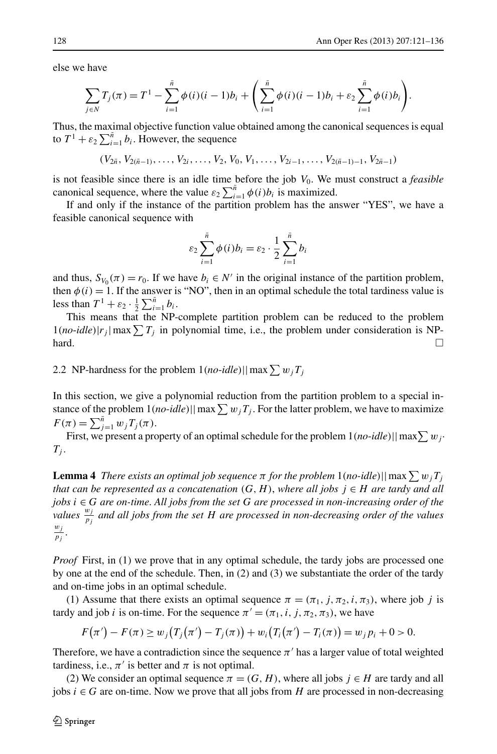else we have

$$\sum_{j \in N} T_j(\pi) = T^1 - \sum_{i=1}^{\bar{n}} \phi(i)(i-1)b_i + \left( \sum_{i=1}^{\bar{n}} \phi(i)(i-1)b_i + \varepsilon_2 \sum_{i=1}^{\bar{n}} \phi(i)b_i \right).$$

Thus, the maximal objective function value obtained among the canonical sequences is equal to $T^1 + \varepsilon_2 \sum_{i=1}^{\bar{n}} b_i$. However, the sequence

$$(V_{2\bar{n}}, V_{2(\bar{n}-1)}, \ldots, V_{2i}, \ldots, V_2, V_0, V_1, \ldots, V_{2i-1}, \ldots, V_{2(\bar{n}-1)-1}, V_{2\bar{n}-1})$$

is not feasible since there is an idle time before the job $V_0$. We must construct a *feasible* canonical sequence, where the value $\varepsilon_2 \sum_{i=1}^{\bar{n}} \phi(i)b_i$ is maximized.

If and only if the instance of the partition problem has the answer "YES", we have a feasible canonical sequence with

$$\varepsilon_2 \sum_{i=1}^{\bar{n}} \phi(i)b_i = \varepsilon_2 \cdot \frac{1}{2} \sum_{i=1}^{\bar{n}} b_i$$

and thus, $S_{V_0}(\pi) = r_0$. If we have $b_i \in N'$ in the original instance of the partition problem, then $\phi(i) = 1$. If the answer is "NO", then in an optimal schedule the total tardiness value is less than $T^1 + \varepsilon_2 \cdot \frac{1}{2} \sum_{i=1}^{\bar{n}} b_i$.

This means that the NP-complete partition problem can be reduced to the problem $1(\textit{no-idle})|r_j|\max \sum T_j$ in polynomial time, i.e., the problem under consideration is NP-hard. □

### 2.2 NP-hardness for the problem $1(\textit{no-idle})||\max \sum w_j T_j$

In this section, we give a polynomial reduction from the partition problem to a special instance of the problem $1(\textit{no-idle})||\max \sum w_j T_j$. For the latter problem, we have to maximize $F(\pi) = \sum_{j=1}^{\bar{n}} w_j T_j(\pi)$.

First, we present a property of an optimal schedule for the problem $1(\textit{no-idle})||\max \sum w_j \cdot T_j$.

**Lemma 4** *There exists an optimal job sequence $\pi$ for the problem $1(\textit{no-idle})||\max \sum w_j T_j$ that can be represented as a concatenation $(G, H)$, where all jobs $j \in H$ are tardy and all jobs $i \in G$ are on-time. All jobs from the set $G$ are processed in non-increasing order of the values $\frac{w_j}{p_j}$ and all jobs from the set $H$ are processed in non-decreasing order of the values $\frac{w_j}{p_j}$.*

*Proof* First, in (1) we prove that in any optimal schedule, the tardy jobs are processed one by one at the end of the schedule. Then, in (2) and (3) we substantiate the order of the tardy and on-time jobs in an optimal schedule.

(1) Assume that there exists an optimal sequence $\pi = (\pi_1, j, \pi_2, i, \pi_3)$, where job $j$ is tardy and job $i$ is on-time. For the sequence $\pi' = (\pi_1, i, j, \pi_2, \pi_3)$, we have

$$F(\pi') - F(\pi) \geq w_j \big(T_j(\pi') - T_j(\pi)\big) + w_i \big(T_i(\pi') - T_i(\pi)\big) = w_j p_i + 0 > 0.$$

Therefore, we have a contradiction since the sequence $\pi'$ has a larger value of total weighted tardiness, i.e., $\pi'$ is better and $\pi$ is not optimal.

(2) We consider an optimal sequence $\pi = (G, H)$, where all jobs $j \in H$ are tardy and all jobs $i \in G$ are on-time. Now we prove that all jobs from $H$ are processed in non-decreasing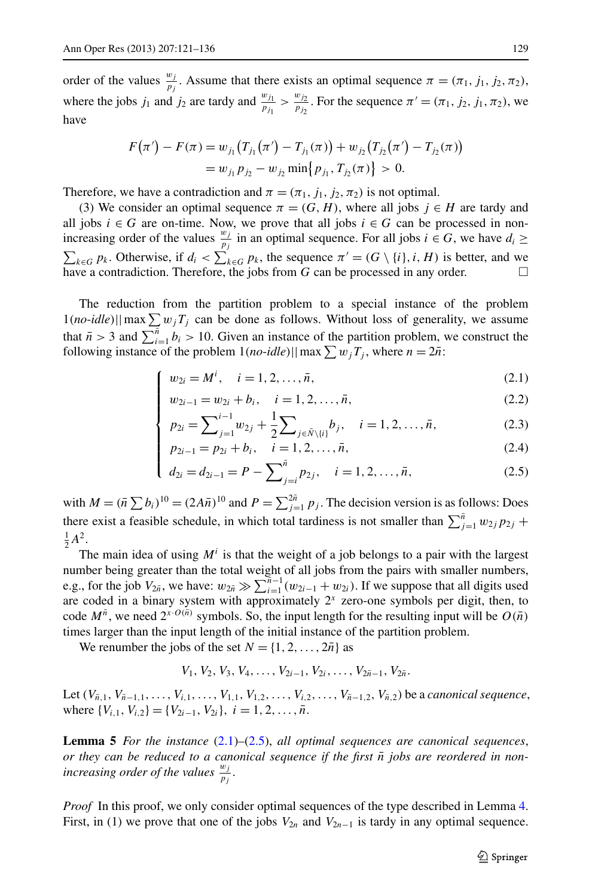order of the values $\frac{w_j}{p_j}$. Assume that there exists an optimal sequence $\pi = (\pi_1, j_1, j_2, \pi_2)$, where the jobs $j_1$ and $j_2$ are tardy and $\frac{w_{j_1}}{p_{j_1}} > \frac{w_{j_2}}{p_{j_2}}$. For the sequence $\pi' = (\pi_1, j_2, j_1, \pi_2)$, we have

$$
\begin{aligned}
F(\pi') - F(\pi) &= w_{j_1}\big(T_{j_1}(\pi') - T_{j_1}(\pi)\big) + w_{j_2}\big(T_{j_2}(\pi') - T_{j_2}(\pi)\big) \\
&= w_{j_1} p_{j_2} - w_{j_2} \min\{p_{j_1}, T_{j_2}(\pi)\} > 0.
\end{aligned}
$$

Therefore, we have a contradiction and $\pi = (\pi_1, j_1, j_2, \pi_2)$ is not optimal.

(3) We consider an optimal sequence $\pi = (G, H)$, where all jobs $j \in H$ are tardy and all jobs $i \in G$ are on-time. Now, we prove that all jobs $i \in G$ can be processed in non-increasing order of the values $\frac{w_j}{p_j}$ in an optimal sequence. For all jobs $i \in G$, we have $d_i \geq \sum_{k \in G} p_k$. Otherwise, if $d_i < \sum_{k \in G} p_k$, the sequence $\pi' = (G \setminus \{i\}, i, H)$ is better, and we have a contradiction. Therefore, the jobs from $G$ can be processed in any order. □

The reduction from the partition problem to a special instance of the problem $1(\textit{no-idle})||\max \sum w_j T_j$ can be done as follows. Without loss of generality, we assume that $\bar{n} > 3$ and $\sum_{i=1}^{\bar{n}} b_i > 10$. Given an instance of the partition problem, we construct the following instance of the problem $1(\textit{no-idle})||\max \sum w_j T_j$, where $n = 2\bar{n}$:

$$
\begin{cases}
w_{2i} = M^i, \quad i = 1, 2, \ldots, \bar{n}, & (2.1)\\
w_{2i-1} = w_{2i} + b_i, \quad i = 1, 2, \ldots, \bar{n}, & (2.2)\\
p_{2i} = \sum_{j=1}^{i-1} w_{2j} + \frac{1}{2} \sum_{j \in \bar{N} \setminus \{i\}} b_j, \quad i = 1, 2, \ldots, \bar{n}, & (2.3)\\
p_{2i-1} = p_{2i} + b_i, \quad i = 1, 2, \ldots, \bar{n}, & (2.4)\\
d_{2i} = d_{2i-1} = P - \sum_{j=i}^{\bar{n}} p_{2j}, \quad i = 1, 2, \ldots, \bar{n}, & (2.5)
\end{cases}
$$

with $M = (\bar{n} \sum b_i)^{10} = (2A\bar{n})^{10}$ and $P = \sum_{j=1}^{2\bar{n}} p_j$. The decision version is as follows: Does there exist a feasible schedule, in which total tardiness is not smaller than $\sum_{j=1}^{\bar{n}} w_{2j} p_{2j} + \frac{1}{2} A^2$.

The main idea of using $M^i$ is that the weight of a job belongs to a pair with the largest number being greater than the total weight of all jobs from the pairs with smaller numbers, e.g., for the job $V_{2\bar{n}}$, we have: $w_{2\bar{n}} \gg \sum_{i=1}^{\bar{n}-1} (w_{2i-1} + w_{2i})$. If we suppose that all digits used are coded in a binary system with approximately $2^x$ zero-one symbols per digit, then, to code $M^{\bar{n}}$, we need $2^{x \cdot O(\bar{n})}$ symbols. So, the input length for the resulting input will be $O(\bar{n})$ times larger than the input length of the initial instance of the partition problem.

We renumber the jobs of the set $N = \{1, 2, \ldots, 2\bar{n}\}$ as

$$V_1, V_2, V_3, V_4, \ldots, V_{2i-1}, V_{2i}, \ldots, V_{2\bar{n}-1}, V_{2\bar{n}}.$$

Let $(V_{\bar{n},1}, V_{\bar{n}-1,1}, \ldots, V_{i,1}, \ldots, V_{1,1}, V_{1,2}, \ldots, V_{i,2}, \ldots, V_{\bar{n}-1,2}, V_{\bar{n},2})$ be a *canonical sequence*, where $\{V_{i,1}, V_{i,2}\} = \{V_{2i-1}, V_{2i}\}$, $i = 1, 2, \ldots, \bar{n}$.

**Lemma 5** *For the instance* (2.1)–(2.5), *all optimal sequences are canonical sequences, or they can be reduced to a canonical sequence if the first $\bar{n}$ jobs are reordered in non-increasing order of the values $\frac{w_j}{p_j}$.*

*Proof* In this proof, we only consider optimal sequences of the type described in Lemma 4. First, in (1) we prove that one of the jobs $V_{2n}$ and $V_{2n-1}$ is tardy in any optimal sequence.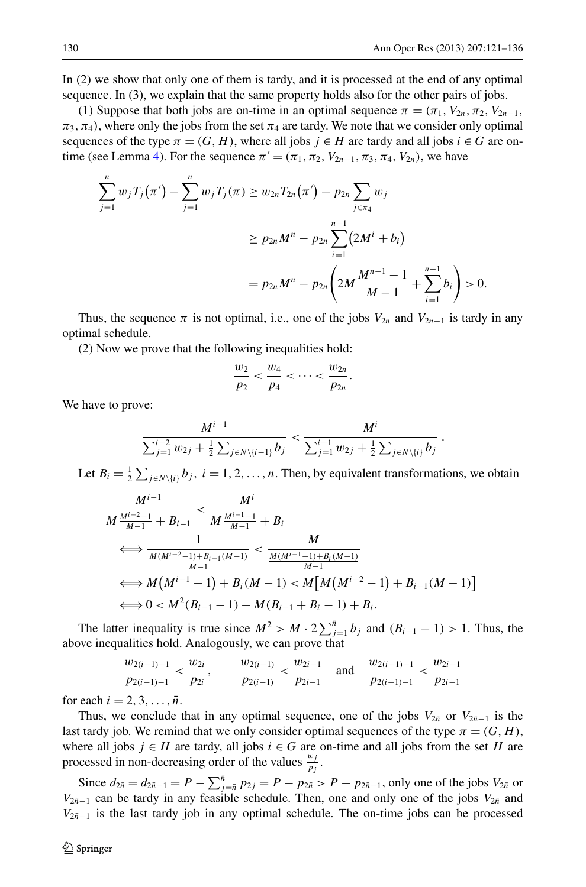In (2) we show that only one of them is tardy, and it is processed at the end of any optimal sequence. In (3), we explain that the same property holds also for the other pairs of jobs.

(1) Suppose that both jobs are on-time in an optimal sequence $\pi = (\pi_1, V_{2n}, \pi_2, V_{2n-1}, \pi_3, \pi_4)$, where only the jobs from the set $\pi_4$ are tardy. We note that we consider only optimal sequences of the type $\pi = (G, H)$, where all jobs $j \in H$ are tardy and all jobs $i \in G$ are on-time (see Lemma 4). For the sequence $\pi' = (\pi_1, \pi_2, V_{2n-1}, \pi_3, \pi_4, V_{2n})$, we have

$$
\begin{aligned}
\sum_{j=1}^{n} w_j T_j(\pi') - \sum_{j=1}^{n} w_j T_j(\pi) &\geq w_{2n} T_{2n}(\pi') - p_{2n} \sum_{j \in \pi_4} w_j \\
&\geq p_{2n} M^n - p_{2n} \sum_{i=1}^{n-1} \left(2M^i + b_i\right) \\
&= p_{2n} M^n - p_{2n} \left(2M \frac{M^{n-1} - 1}{M-1} + \sum_{i=1}^{n-1} b_i\right) > 0.
\end{aligned}
$$

Thus, the sequence $\pi$ is not optimal, i.e., one of the jobs $V_{2n}$ and $V_{2n-1}$ is tardy in any optimal schedule.

(2) Now we prove that the following inequalities hold:

$$
\frac{w_2}{p_2} < \frac{w_4}{p_4} < \cdots < \frac{w_{2n}}{p_{2n}}.
$$

We have to prove:

$$
\frac{M^{i-1}}{\sum_{j=1}^{i-2} w_{2j} + \frac{1}{2}\sum_{j \in N \setminus \{i-1\}} b_j} < \frac{M^i}{\sum_{j=1}^{i-1} w_{2j} + \frac{1}{2}\sum_{j \in N \setminus \{i\}} b_j}.
$$

Let $B_i = \frac{1}{2}\sum_{j \in N \setminus \{i\}} b_j,\ i = 1, 2, \ldots, n$. Then, by equivalent transformations, we obtain

$$
\begin{aligned}
&\frac{M^{i-1}}{M\frac{M^{i-2}-1}{M-1} + B_{i-1}} < \frac{M^i}{M\frac{M^{i-1}-1}{M-1} + B_i} \\
&\iff \frac{1}{\frac{M(M^{i-2}-1)+B_{i-1}(M-1)}{M-1}} < \frac{M}{\frac{M(M^{i-1}-1)+B_i(M-1)}{M-1}} \\
&\iff M\left(M^{i-1} - 1\right) + B_i(M-1) < M\left[M\left(M^{i-2} - 1\right) + B_{i-1}(M-1)\right] \\
&\iff 0 < M^2(B_{i-1} - 1) - M(B_{i-1} + B_i - 1) + B_i.
\end{aligned}
$$

The latter inequality is true since $M^2 > M \cdot 2\sum_{j=1}^{\bar{n}} b_j$ and $(B_{i-1} - 1) > 1$. Thus, the above inequalities hold. Analogously, we can prove that

$$
\frac{w_{2(i-1)-1}}{p_{2(i-1)-1}} < \frac{w_{2i}}{p_{2i}}, \qquad \frac{w_{2(i-1)}}{p_{2(i-1)}} < \frac{w_{2i-1}}{p_{2i-1}} \quad \text{and} \quad \frac{w_{2(i-1)-1}}{p_{2(i-1)-1}} < \frac{w_{2i-1}}{p_{2i-1}}
$$

for each $i = 2, 3, \ldots, \bar{n}$.

Thus, we conclude that in any optimal sequence, one of the jobs $V_{2\bar{n}}$ or $V_{2\bar{n}-1}$ is the last tardy job. We remind that we only consider optimal sequences of the type $\pi = (G, H)$, where all jobs $j \in H$ are tardy, all jobs $i \in G$ are on-time and all jobs from the set $H$ are processed in non-decreasing order of the values $\frac{w_j}{p_j}$.

Since $d_{2\bar{n}} = d_{2\bar{n}-1} = P - \sum_{j=\bar{n}}^{\bar{n}} p_{2j} = P - p_{2\bar{n}} > P - p_{2\bar{n}-1}$, only one of the jobs $V_{2\bar{n}}$ or $V_{2\bar{n}-1}$ can be tardy in any feasible schedule. Then, one and only one of the jobs $V_{2\bar{n}}$ and $V_{2\bar{n}-1}$ is the last tardy job in any optimal schedule. The on-time jobs can be processed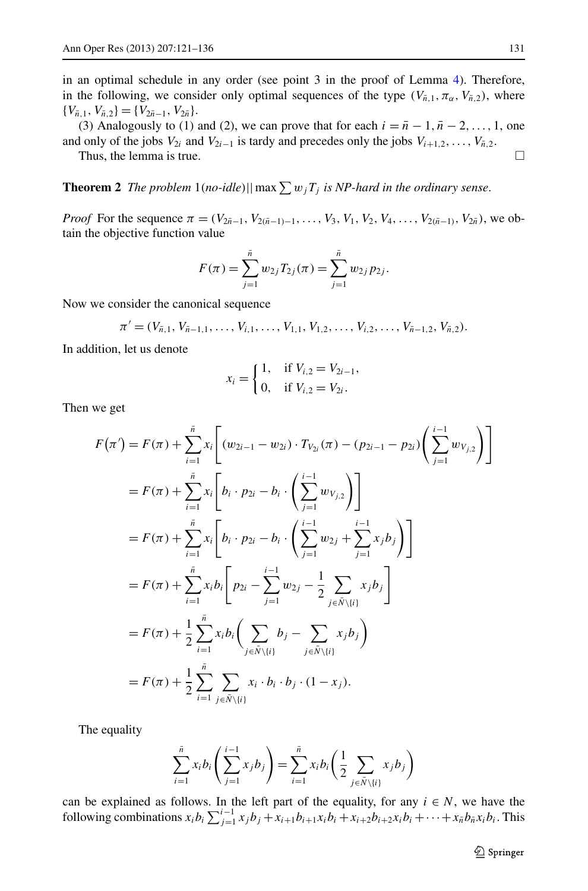in an optimal schedule in any order (see point 3 in the proof of Lemma 4). Therefore, in the following, we consider only optimal sequences of the type $(V_{\bar{n},1}, \pi_\alpha, V_{\bar{n},2})$, where $\{V_{\bar{n},1}, V_{\bar{n},2}\} = \{V_{2\bar{n}-1}, V_{2\bar{n}}\}$.

(3) Analogously to (1) and (2), we can prove that for each $i = \bar{n}-1, \bar{n}-2, \dots, 1$, one and only of the jobs $V_{2i}$ and $V_{2i-1}$ is tardy and precedes only the jobs $V_{i+1,2}, \dots, V_{\bar{n},2}$.

Thus, the lemma is true. □

**Theorem 2** *The problem* $1(\textit{no-idle})||\max \sum w_j T_j$ *is NP-hard in the ordinary sense.*

*Proof* For the sequence $\pi = (V_{2\bar{n}-1}, V_{2(\bar{n}-1)-1}, \dots, V_3, V_1, V_2, V_4, \dots, V_{2(\bar{n}-1)}, V_{2\bar{n}})$, we obtain the objective function value

$$F(\pi) = \sum_{j=1}^{\bar{n}} w_{2j} T_{2j}(\pi) = \sum_{j=1}^{\bar{n}} w_{2j} p_{2j}.$$

Now we consider the canonical sequence

$$\pi' = (V_{\bar{n},1}, V_{\bar{n}-1,1}, \dots, V_{i,1}, \dots, V_{1,1}, V_{1,2}, \dots, V_{i,2}, \dots, V_{\bar{n}-1,2}, V_{\bar{n},2}).$$

In addition, let us denote

$$x_i = \begin{cases} 1, & \text{if } V_{i,2} = V_{2i-1}, \\ 0, & \text{if } V_{i,2} = V_{2i}. \end{cases}$$

Then we get

$$\begin{aligned}
F(\pi') &= F(\pi) + \sum_{i=1}^{\bar{n}} x_i \left[ (w_{2i-1} - w_{2i}) \cdot T_{V_{2i}}(\pi) - (p_{2i-1} - p_{2i}) \left( \sum_{j=1}^{i-1} w_{V_{j,2}} \right) \right] \\
&= F(\pi) + \sum_{i=1}^{\bar{n}} x_i \left[ b_i \cdot p_{2i} - b_i \cdot \left( \sum_{j=1}^{i-1} w_{V_{j,2}} \right) \right] \\
&= F(\pi) + \sum_{i=1}^{\bar{n}} x_i \left[ b_i \cdot p_{2i} - b_i \cdot \left( \sum_{j=1}^{i-1} w_{2j} + \sum_{j=1}^{i-1} x_j b_j \right) \right] \\
&= F(\pi) + \sum_{i=1}^{\bar{n}} x_i b_i \left[ p_{2i} - \sum_{j=1}^{i-1} w_{2j} - \frac{1}{2} \sum_{j \in \bar{N} \setminus \{i\}} x_j b_j \right] \\
&= F(\pi) + \frac{1}{2} \sum_{i=1}^{\bar{n}} x_i b_i \left( \sum_{j \in \bar{N} \setminus \{i\}} b_j - \sum_{j \in \bar{N} \setminus \{i\}} x_j b_j \right) \\
&= F(\pi) + \frac{1}{2} \sum_{i=1}^{\bar{n}} \sum_{j \in \bar{N} \setminus \{i\}} x_i \cdot b_i \cdot b_j \cdot (1 - x_j).
\end{aligned}$$

The equality

$$\sum_{i=1}^{\bar{n}} x_i b_i \left( \sum_{j=1}^{i-1} x_j b_j \right) = \sum_{i=1}^{\bar{n}} x_i b_i \left( \frac{1}{2} \sum_{j \in \bar{N} \setminus \{i\}} x_j b_j \right)$$

can be explained as follows. In the left part of the equality, for any $i \in N$, we have the following combinations $x_i b_i \sum_{j=1}^{i-1} x_j b_j + x_{i+1} b_{i+1} x_i b_i + x_{i+2} b_{i+2} x_i b_i + \dots + x_{\bar{n}} b_{\bar{n}} x_i b_i$. This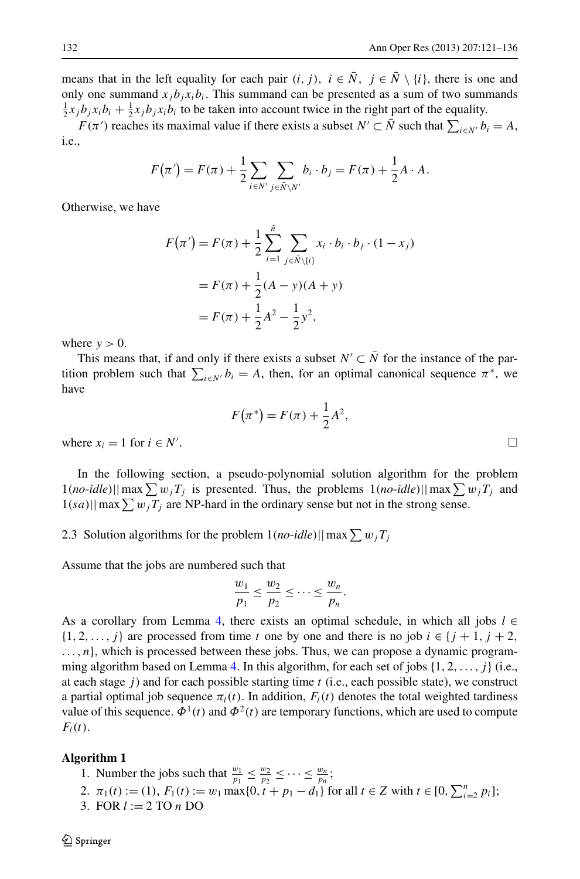means that in the left equality for each pair $(i, j)$, $i \in \bar{N}$, $j \in \bar{N} \setminus \{i\}$, there is one and only one summand $x_j b_j x_i b_i$. This summand can be presented as a sum of two summands $\frac{1}{2}x_j b_j x_i b_i + \frac{1}{2}x_j b_j x_i b_i$ to be taken into account twice in the right part of the equality.

$F(\pi')$ reaches its maximal value if there exists a subset $N' \subset \bar{N}$ such that $\sum_{i \in N'} b_i = A$, i.e.,

$$F(\pi') = F(\pi) + \frac{1}{2}\sum_{i \in N'} \sum_{j \in \bar{N} \setminus N'} b_i \cdot b_j = F(\pi) + \frac{1}{2} A \cdot A.$$

Otherwise, we have

$$\begin{aligned}
F(\pi') &= F(\pi) + \frac{1}{2}\sum_{i=1}^{\bar{n}} \sum_{j \in \bar{N} \setminus \{i\}} x_i \cdot b_i \cdot b_j \cdot (1 - x_j) \\
&= F(\pi) + \frac{1}{2}(A - y)(A + y) \\
&= F(\pi) + \frac{1}{2}A^2 - \frac{1}{2}y^2,
\end{aligned}$$

where $y > 0$.

This means that, if and only if there exists a subset $N' \subset \bar{N}$ for the instance of the partition problem such that $\sum_{i \in N'} b_i = A$, then, for an optimal canonical sequence $\pi^*$, we have

$$F(\pi^*) = F(\pi) + \frac{1}{2}A^2,$$

where $x_i = 1$ for $i \in N'$. □

In the following section, a pseudo-polynomial solution algorithm for the problem $1(\textit{no-idle})||\max \sum w_j T_j$ is presented. Thus, the problems $1(\textit{no-idle})||\max \sum w_j T_j$ and $1(sa)||\max \sum w_j T_j$ are NP-hard in the ordinary sense but not in the strong sense.

### 2.3 Solution algorithms for the problem $1(\textit{no-idle})||\max \sum w_j T_j$

Assume that the jobs are numbered such that

$$\frac{w_1}{p_1} \leq \frac{w_2}{p_2} \leq \cdots \leq \frac{w_n}{p_n}.$$

As a corollary from Lemma 4, there exists an optimal schedule, in which all jobs $l \in \{1, 2, \ldots, j\}$ are processed from time $t$ one by one and there is no job $i \in \{j+1, j+2, \ldots, n\}$, which is processed between these jobs. Thus, we can propose a dynamic programming algorithm based on Lemma 4. In this algorithm, for each set of jobs $\{1, 2, \ldots, j\}$ (i.e., at each stage $j$) and for each possible starting time $t$ (i.e., each possible state), we construct a partial optimal job sequence $\pi_l(t)$. In addition, $F_l(t)$ denotes the total weighted tardiness value of this sequence. $\Phi^1(t)$ and $\Phi^2(t)$ are temporary functions, which are used to compute $F_l(t)$.

**Algorithm 1**

1. Number the jobs such that $\frac{w_1}{p_1} \leq \frac{w_2}{p_2} \leq \cdots \leq \frac{w_n}{p_n}$;
2. $\pi_1(t) := (1)$, $F_1(t) := w_1 \max\{0, t + p_1 - d_1\}$ for all $t \in Z$ with $t \in [0, \sum_{i=2}^{n} p_i]$;
3. FOR $l := 2$ TO $n$ DO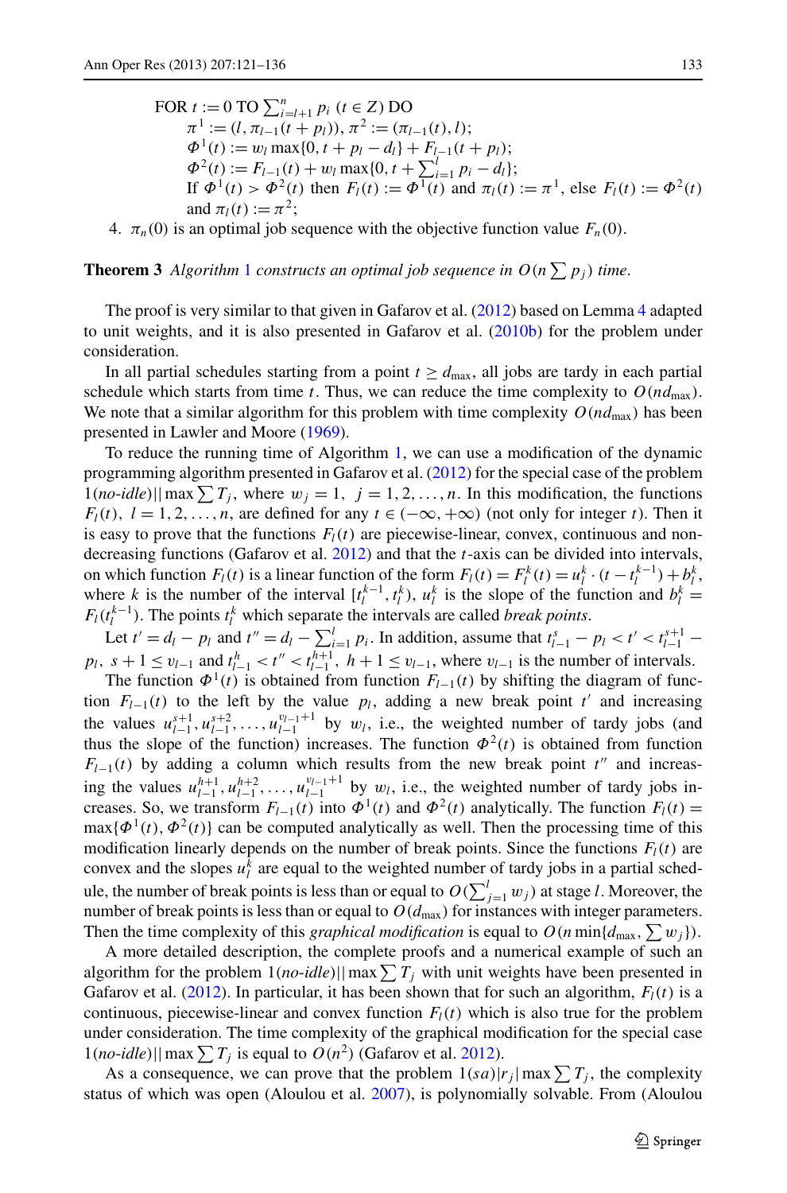FOR $t := 0$ TO $\sum_{i=l+1}^{n} p_i$ $(t \in Z)$ DO
   $\pi^1 := (l, \pi_{l-1}(t + p_l))$, $\pi^2 := (\pi_{l-1}(t), l)$;
   $\Phi^1(t) := w_l \max\{0, t + p_l - d_l\} + F_{l-1}(t + p_l)$;
   $\Phi^2(t) := F_{l-1}(t) + w_l \max\{0, t + \sum_{i=1}^{l} p_i - d_l\}$;
   If $\Phi^1(t) > \Phi^2(t)$ then $F_l(t) := \Phi^1(t)$ and $\pi_l(t) := \pi^1$, else $F_l(t) := \Phi^2(t)$ and $\pi_l(t) := \pi^2$;

4. $\pi_n(0)$ is an optimal job sequence with the objective function value $F_n(0)$.

**Theorem 3** *Algorithm 1 constructs an optimal job sequence in $O(n \sum p_j)$ time.*

The proof is very similar to that given in Gafarov et al. (2012) based on Lemma 4 adapted to unit weights, and it is also presented in Gafarov et al. (2010b) for the problem under consideration.

In all partial schedules starting from a point $t \geq d_{\max}$, all jobs are tardy in each partial schedule which starts from time $t$. Thus, we can reduce the time complexity to $O(nd_{\max})$. We note that a similar algorithm for this problem with time complexity $O(nd_{\max})$ has been presented in Lawler and Moore (1969).

To reduce the running time of Algorithm 1, we can use a modification of the dynamic programming algorithm presented in Gafarov et al. (2012) for the special case of the problem $1(no\text{-}idle)||\max \sum T_j$, where $w_j = 1$, $j = 1, 2, \ldots, n$. In this modification, the functions $F_l(t)$, $l = 1, 2, \ldots, n$, are defined for any $t \in (-\infty, +\infty)$ (not only for integer $t$). Then it is easy to prove that the functions $F_l(t)$ are piecewise-linear, convex, continuous and non-decreasing functions (Gafarov et al. 2012) and that the $t$-axis can be divided into intervals, on which function $F_l(t)$ is a linear function of the form $F_l(t) = F_l^k(t) = u_l^k \cdot (t - t_l^{k-1}) + b_l^k$, where $k$ is the number of the interval $[t_l^{k-1}, t_l^k)$, $u_l^k$ is the slope of the function and $b_l^k = F_l(t_l^{k-1})$. The points $t_l^k$ which separate the intervals are called *break points*.

Let $t' = d_l - p_l$ and $t'' = d_l - \sum_{i=1}^{l} p_i$. In addition, assume that $t_{l-1}^s - p_l < t' < t_{l-1}^{s+1} - p_l$, $s + 1 \leq \upsilon_{l-1}$ and $t_{l-1}^h < t'' < t_{l-1}^{h+1}$, $h + 1 \leq \upsilon_{l-1}$, where $\upsilon_{l-1}$ is the number of intervals.

The function $\Phi^1(t)$ is obtained from function $F_{l-1}(t)$ by shifting the diagram of function $F_{l-1}(t)$ to the left by the value $p_l$, adding a new break point $t'$ and increasing the values $u_{l-1}^{s+1}, u_{l-1}^{s+2}, \ldots, u_{l-1}^{\upsilon_{l-1}+1}$ by $w_l$, i.e., the weighted number of tardy jobs (and thus the slope of the function) increases. The function $\Phi^2(t)$ is obtained from function $F_{l-1}(t)$ by adding a column which results from the new break point $t''$ and increasing the values $u_{l-1}^{h+1}, u_{l-1}^{h+2}, \ldots, u_{l-1}^{\upsilon_{l-1}+1}$ by $w_l$, i.e., the weighted number of tardy jobs increases. So, we transform $F_{l-1}(t)$ into $\Phi^1(t)$ and $\Phi^2(t)$ analytically. The function $F_l(t) = \max\{\Phi^1(t), \Phi^2(t)\}$ can be computed analytically as well. Then the processing time of this modification linearly depends on the number of break points. Since the functions $F_l(t)$ are convex and the slopes $u_l^k$ are equal to the weighted number of tardy jobs in a partial schedule, the number of break points is less than or equal to $O(\sum_{j=1}^{l} w_j)$ at stage $l$. Moreover, the number of break points is less than or equal to $O(d_{\max})$ for instances with integer parameters. Then the time complexity of this *graphical modification* is equal to $O(n \min\{d_{\max}, \sum w_j\})$.

A more detailed description, the complete proofs and a numerical example of such an algorithm for the problem $1(no\text{-}idle)||\max \sum T_j$ with unit weights have been presented in Gafarov et al. (2012). In particular, it has been shown that for such an algorithm, $F_l(t)$ is a continuous, piecewise-linear and convex function $F_l(t)$ which is also true for the problem under consideration. The time complexity of the graphical modification for the special case $1(no\text{-}idle)||\max \sum T_j$ is equal to $O(n^2)$ (Gafarov et al. 2012).

As a consequence, we can prove that the problem $1(sa)|r_j|\max \sum T_j$, the complexity status of which was open (Aloulou et al. 2007), is polynomially solvable. From (Aloulou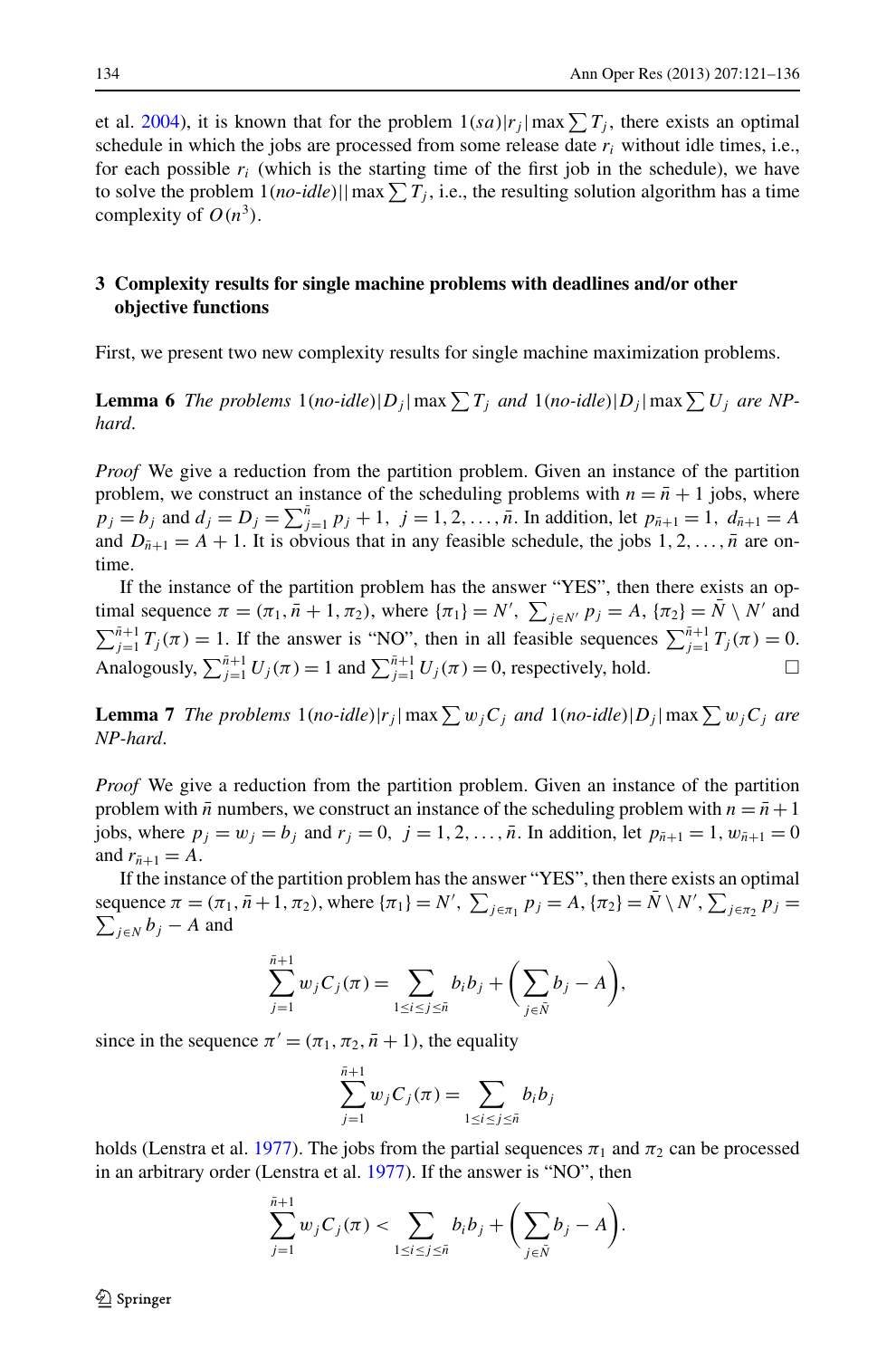et al. 2004), it is known that for the problem $1(sa)|r_j|\max\sum T_j$, there exists an optimal schedule in which the jobs are processed from some release date $r_i$ without idle times, i.e., for each possible $r_i$ (which is the starting time of the first job in the schedule), we have to solve the problem $1(\textit{no-idle})||\max\sum T_j$, i.e., the resulting solution algorithm has a time complexity of $O(n^3)$.

## 3 Complexity results for single machine problems with deadlines and/or other objective functions

First, we present two new complexity results for single machine maximization problems.

**Lemma 6** *The problems* $1(\textit{no-idle})|D_j|\max\sum T_j$ *and* $1(\textit{no-idle})|D_j|\max\sum U_j$ *are NP-hard.*

*Proof* We give a reduction from the partition problem. Given an instance of the partition problem, we construct an instance of the scheduling problems with $n=\bar{n}+1$ jobs, where $p_j=b_j$ and $d_j=D_j=\sum_{j=1}^{\bar{n}} p_j+1,\ j=1,2,\ldots,\bar{n}$. In addition, let $p_{\bar{n}+1}=1,\ d_{\bar{n}+1}=A$ and $D_{\bar{n}+1}=A+1$. It is obvious that in any feasible schedule, the jobs $1,2,\ldots,\bar{n}$ are on-time.

If the instance of the partition problem has the answer "YES", then there exists an optimal sequence $\pi=(\pi_1,\bar{n}+1,\pi_2)$, where $\{\pi_1\}=N'$, $\sum_{j\in N'} p_j=A$, $\{\pi_2\}=\bar{N}\setminus N'$ and $\sum_{j=1}^{\bar{n}+1} T_j(\pi)=1$. If the answer is "NO", then in all feasible sequences $\sum_{j=1}^{\bar{n}+1} T_j(\pi)=0$. Analogously, $\sum_{j=1}^{\bar{n}+1} U_j(\pi)=1$ and $\sum_{j=1}^{\bar{n}+1} U_j(\pi)=0$, respectively, hold. □

**Lemma 7** *The problems* $1(\textit{no-idle})|r_j|\max\sum w_jC_j$ *and* $1(\textit{no-idle})|D_j|\max\sum w_jC_j$ *are NP-hard.*

*Proof* We give a reduction from the partition problem. Given an instance of the partition problem with $\bar{n}$ numbers, we construct an instance of the scheduling problem with $n=\bar{n}+1$ jobs, where $p_j=w_j=b_j$ and $r_j=0,\ j=1,2,\ldots,\bar{n}$. In addition, let $p_{\bar{n}+1}=1$, $w_{\bar{n}+1}=0$ and $r_{\bar{n}+1}=A$.

If the instance of the partition problem has the answer "YES", then there exists an optimal sequence $\pi=(\pi_1,\bar{n}+1,\pi_2)$, where $\{\pi_1\}=N'$, $\sum_{j\in\pi_1} p_j=A$, $\{\pi_2\}=\bar{N}\setminus N'$, $\sum_{j\in\pi_2} p_j=\sum_{j\in N} b_j-A$ and

$$\sum_{j=1}^{\bar{n}+1} w_jC_j(\pi)=\sum_{1\le i\le j\le\bar{n}} b_ib_j+\left(\sum_{j\in\bar{N}} b_j-A\right),$$

since in the sequence $\pi'=(\pi_1,\pi_2,\bar{n}+1)$, the equality

$$\sum_{j=1}^{\bar{n}+1} w_jC_j(\pi)=\sum_{1\le i\le j\le\bar{n}} b_ib_j$$

holds (Lenstra et al. 1977). The jobs from the partial sequences $\pi_1$ and $\pi_2$ can be processed in an arbitrary order (Lenstra et al. 1977). If the answer is "NO", then

$$\sum_{j=1}^{\bar{n}+1} w_jC_j(\pi)<\sum_{1\le i\le j\le\bar{n}} b_ib_j+\left(\sum_{j\in\bar{N}} b_j-A\right).$$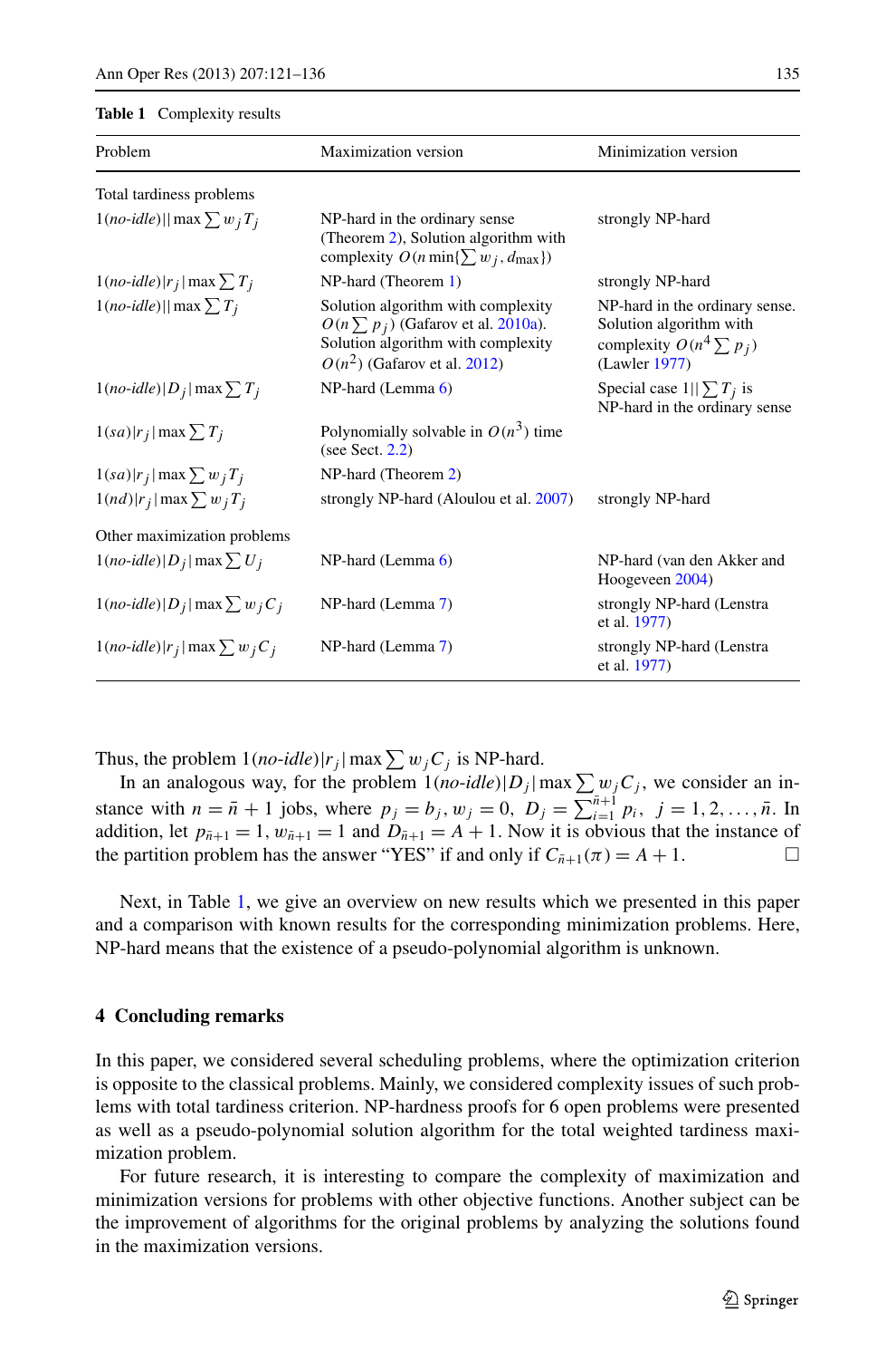**Table 1** Complexity results

| Problem | Maximization version | Minimization version |
|---|---|---|
| Total tardiness problems | | |
| $1(\textit{no-idle})\|\|\max \sum w_j T_j$ | NP-hard in the ordinary sense (Theorem 2), Solution algorithm with complexity $O(n \min\{\sum w_j, d_{\max}\})$ | strongly NP-hard |
| $1(\textit{no-idle})\|r_j\|\max \sum T_j$ | NP-hard (Theorem 1) | strongly NP-hard |
| $1(\textit{no-idle})\|\|\max \sum T_j$ | Solution algorithm with complexity $O(n \sum p_j)$ (Gafarov et al. 2010a). Solution algorithm with complexity $O(n^2)$ (Gafarov et al. 2012) | NP-hard in the ordinary sense. Solution algorithm with complexity $O(n^4 \sum p_j)$ (Lawler 1977) |
| $1(\textit{no-idle})\|D_j\|\max \sum T_j$ | NP-hard (Lemma 6) | Special case $1\|\|\sum T_j$ is NP-hard in the ordinary sense |
| $1(sa)\|r_j\|\max \sum T_j$ | Polynomially solvable in $O(n^3)$ time (see Sect. 2.2) | |
| $1(sa)\|r_j\|\max \sum w_j T_j$ | NP-hard (Theorem 2) | |
| $1(nd)\|r_j\|\max \sum w_j T_j$ | strongly NP-hard (Aloulou et al. 2007) | strongly NP-hard |
| Other maximization problems | | |
| $1(\textit{no-idle})\|D_j\|\max \sum U_j$ | NP-hard (Lemma 6) | NP-hard (van den Akker and Hoogeveen 2004) |
| $1(\textit{no-idle})\|D_j\|\max \sum w_j C_j$ | NP-hard (Lemma 7) | strongly NP-hard (Lenstra et al. 1977) |
| $1(\textit{no-idle})\|r_j\|\max \sum w_j C_j$ | NP-hard (Lemma 7) | strongly NP-hard (Lenstra et al. 1977) |

Thus, the problem $1(\textit{no-idle})|r_j|\max \sum w_j C_j$ is NP-hard.

In an analogous way, for the problem $1(\textit{no-idle})|D_j|\max \sum w_j C_j$, we consider an instance with $n = \bar{n} + 1$ jobs, where $p_j = b_j, w_j = 0,\ D_j = \sum_{i=1}^{\bar{n}+1} p_i,\ \ j = 1, 2, \ldots, \bar{n}$. In addition, let $p_{\bar{n}+1} = 1, w_{\bar{n}+1} = 1$ and $D_{\bar{n}+1} = A + 1$. Now it is obvious that the instance of the partition problem has the answer "YES" if and only if $C_{\bar{n}+1}(\pi) = A + 1$. □

Next, in Table 1, we give an overview on new results which we presented in this paper and a comparison with known results for the corresponding minimization problems. Here, NP-hard means that the existence of a pseudo-polynomial algorithm is unknown.

## 4 Concluding remarks

In this paper, we considered several scheduling problems, where the optimization criterion is opposite to the classical problems. Mainly, we considered complexity issues of such problems with total tardiness criterion. NP-hardness proofs for 6 open problems were presented as well as a pseudo-polynomial solution algorithm for the total weighted tardiness maximization problem.

For future research, it is interesting to compare the complexity of maximization and minimization versions for problems with other objective functions. Another subject can be the improvement of algorithms for the original problems by analyzing the solutions found in the maximization versions.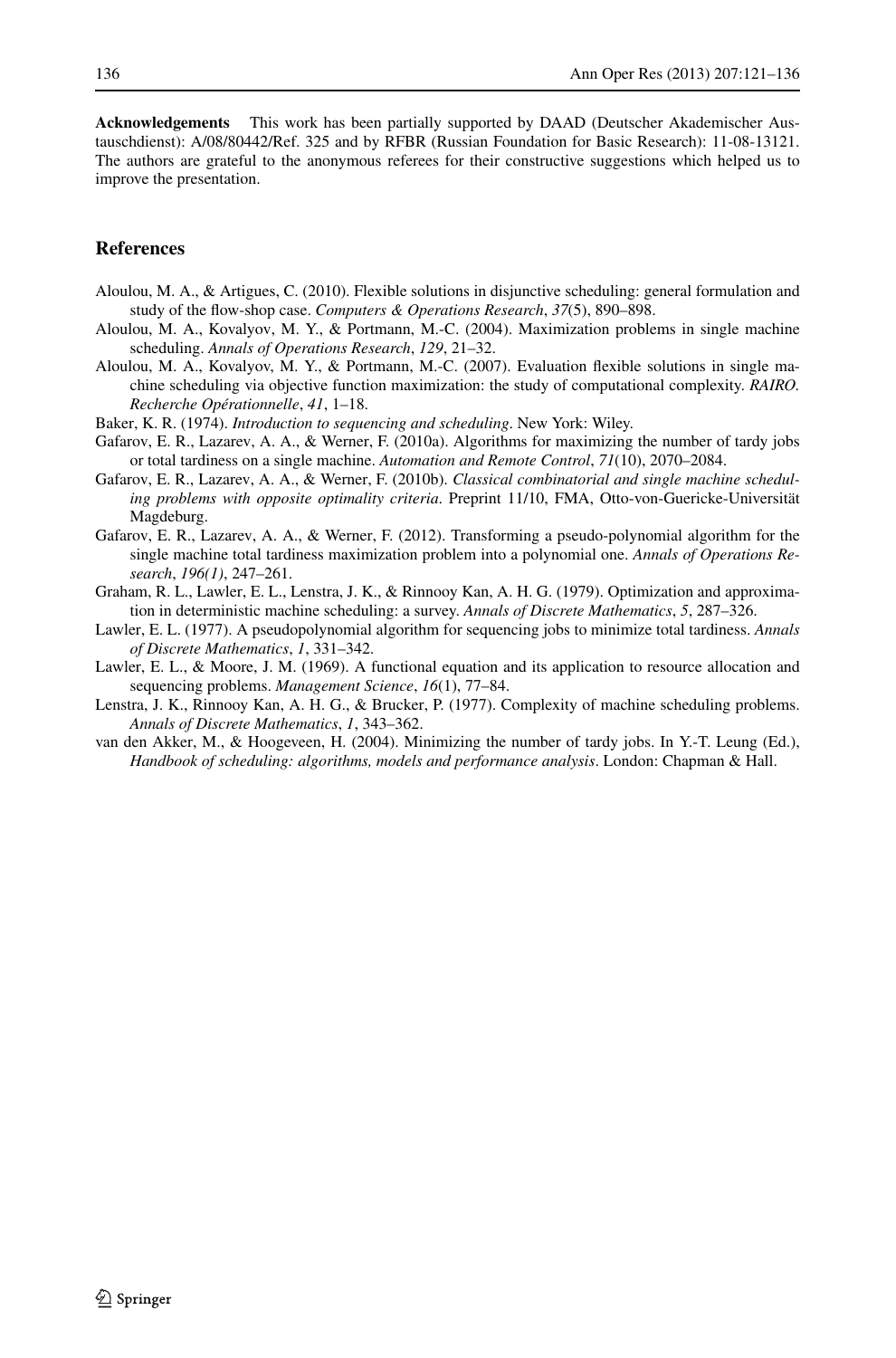**Acknowledgements** This work has been partially supported by DAAD (Deutscher Akademischer Austauschdienst): A/08/80442/Ref. 325 and by RFBR (Russian Foundation for Basic Research): 11-08-13121. The authors are grateful to the anonymous referees for their constructive suggestions which helped us to improve the presentation.

## References

Aloulou, M. A., & Artigues, C. (2010). Flexible solutions in disjunctive scheduling: general formulation and study of the flow-shop case. *Computers & Operations Research*, *37*(5), 890–898.

Aloulou, M. A., Kovalyov, M. Y., & Portmann, M.-C. (2004). Maximization problems in single machine scheduling. *Annals of Operations Research*, *129*, 21–32.

Aloulou, M. A., Kovalyov, M. Y., & Portmann, M.-C. (2007). Evaluation flexible solutions in single machine scheduling via objective function maximization: the study of computational complexity. *RAIRO. Recherche Opérationnelle*, *41*, 1–18.

Baker, K. R. (1974). *Introduction to sequencing and scheduling*. New York: Wiley.

Gafarov, E. R., Lazarev, A. A., & Werner, F. (2010a). Algorithms for maximizing the number of tardy jobs or total tardiness on a single machine. *Automation and Remote Control*, *71*(10), 2070–2084.

Gafarov, E. R., Lazarev, A. A., & Werner, F. (2010b). *Classical combinatorial and single machine scheduling problems with opposite optimality criteria*. Preprint 11/10, FMA, Otto-von-Guericke-Universität Magdeburg.

Gafarov, E. R., Lazarev, A. A., & Werner, F. (2012). Transforming a pseudo-polynomial algorithm for the single machine total tardiness maximization problem into a polynomial one. *Annals of Operations Research*, *196(1)*, 247–261.

Graham, R. L., Lawler, E. L., Lenstra, J. K., & Rinnooy Kan, A. H. G. (1979). Optimization and approximation in deterministic machine scheduling: a survey. *Annals of Discrete Mathematics*, *5*, 287–326.

Lawler, E. L. (1977). A pseudopolynomial algorithm for sequencing jobs to minimize total tardiness. *Annals of Discrete Mathematics*, *1*, 331–342.

Lawler, E. L., & Moore, J. M. (1969). A functional equation and its application to resource allocation and sequencing problems. *Management Science*, *16*(1), 77–84.

Lenstra, J. K., Rinnooy Kan, A. H. G., & Brucker, P. (1977). Complexity of machine scheduling problems. *Annals of Discrete Mathematics*, *1*, 343–362.

van den Akker, M., & Hoogeveen, H. (2004). Minimizing the number of tardy jobs. In Y.-T. Leung (Ed.), *Handbook of scheduling: algorithms, models and performance analysis*. London: Chapman & Hall.